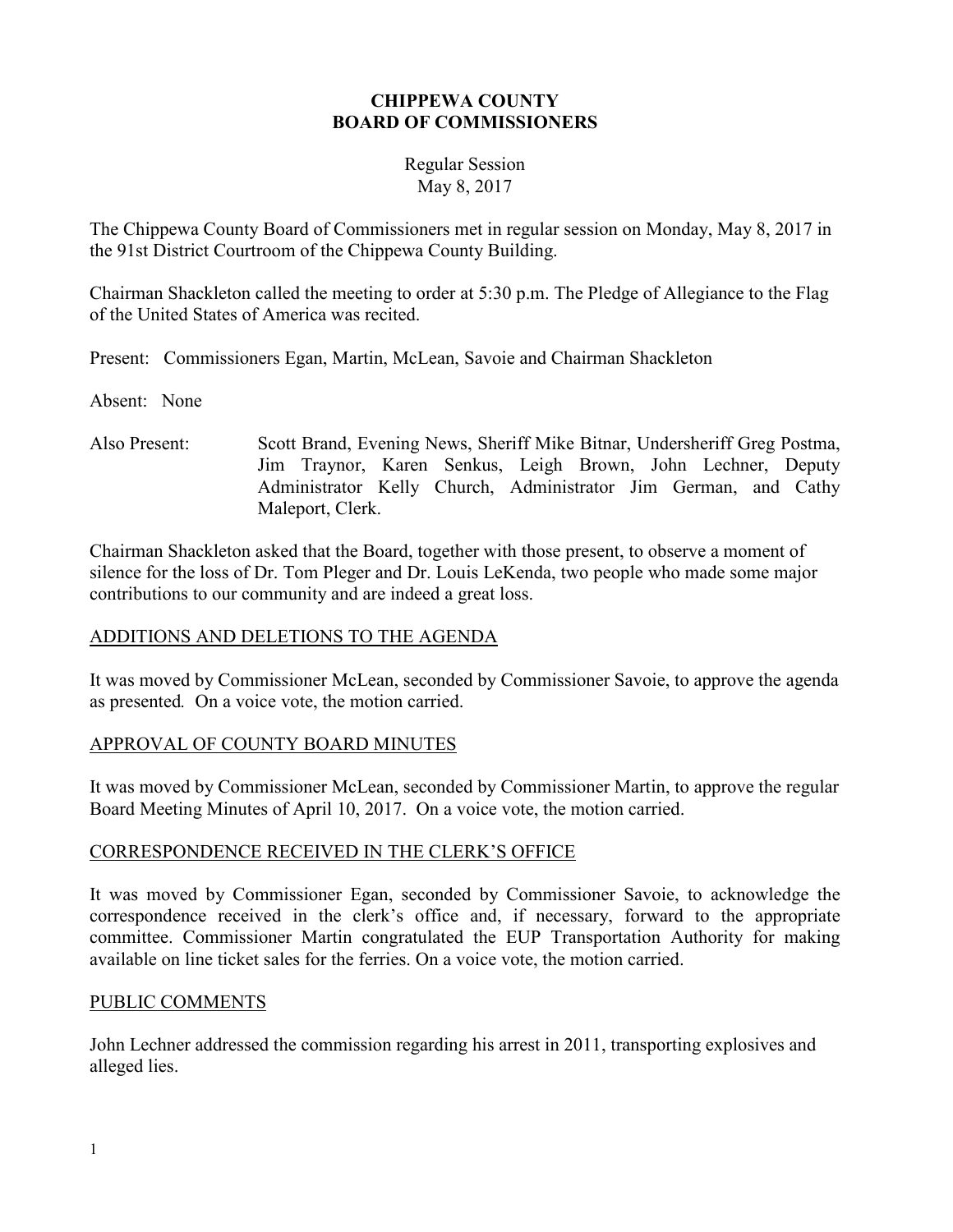# CHIPPEWA COUNTY
# BOARD OF COMMISSIONERS

Regular Session
May 8, 2017

The Chippewa County Board of Commissioners met in regular session on Monday, May 8, 2017 in the 91st District Courtroom of the Chippewa County Building.

Chairman Shackleton called the meeting to order at 5:30 p.m. The Pledge of Allegiance to the Flag of the United States of America was recited.

Present: Commissioners Egan, Martin, McLean, Savoie and Chairman Shackleton

Absent: None

Also Present: Scott Brand, Evening News, Sheriff Mike Bitnar, Undersheriff Greg Postma, Jim Traynor, Karen Senkus, Leigh Brown, John Lechner, Deputy Administrator Kelly Church, Administrator Jim German, and Cathy Maleport, Clerk.

Chairman Shackleton asked that the Board, together with those present, to observe a moment of silence for the loss of Dr. Tom Pleger and Dr. Louis LeKenda, two people who made some major contributions to our community and are indeed a great loss.

## ADDITIONS AND DELETIONS TO THE AGENDA

It was moved by Commissioner McLean, seconded by Commissioner Savoie, to approve the agenda as presented*.* On a voice vote, the motion carried.

## APPROVAL OF COUNTY BOARD MINUTES

It was moved by Commissioner McLean, seconded by Commissioner Martin, to approve the regular Board Meeting Minutes of April 10, 2017. On a voice vote, the motion carried.

## CORRESPONDENCE RECEIVED IN THE CLERK'S OFFICE

It was moved by Commissioner Egan, seconded by Commissioner Savoie, to acknowledge the correspondence received in the clerk's office and, if necessary, forward to the appropriate committee. Commissioner Martin congratulated the EUP Transportation Authority for making available on line ticket sales for the ferries. On a voice vote, the motion carried.

## PUBLIC COMMENTS

John Lechner addressed the commission regarding his arrest in 2011, transporting explosives and alleged lies.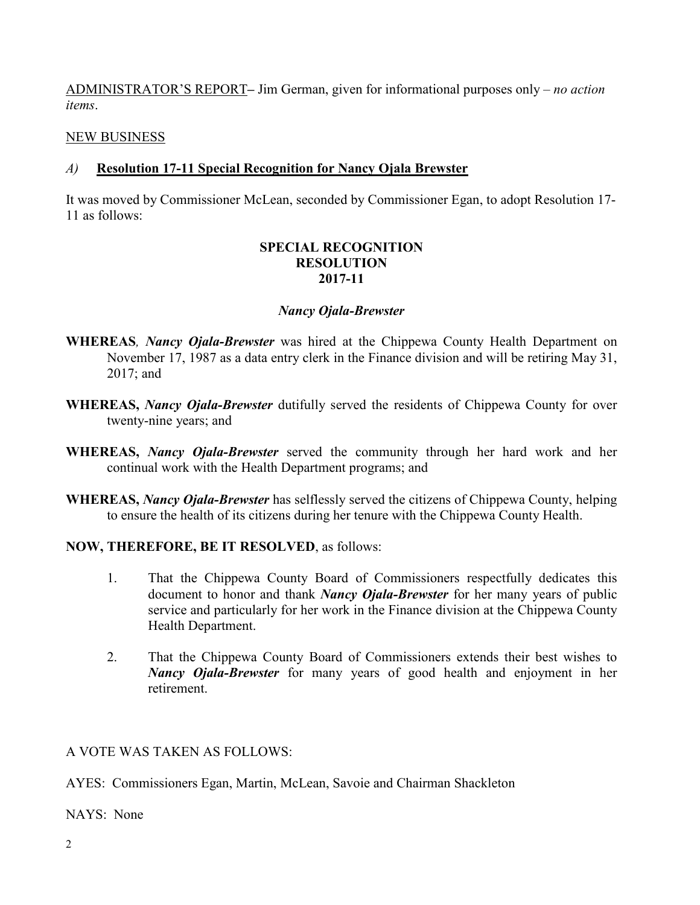<u>ADMINISTRATOR'S REPORT</u>– Jim German, given for informational purposes only – *no action items*.

<u>NEW BUSINESS</u>

*A)* **<u>Resolution 17-11 Special Recognition for Nancy Ojala Brewster</u>**

It was moved by Commissioner McLean, seconded by Commissioner Egan, to adopt Resolution 17-11 as follows:

**SPECIAL RECOGNITION**
**RESOLUTION**
**2017-11**

***Nancy Ojala-Brewster***

**WHEREAS**, ***Nancy Ojala-Brewster*** was hired at the Chippewa County Health Department on November 17, 1987 as a data entry clerk in the Finance division and will be retiring May 31, 2017; and

**WHEREAS,** ***Nancy Ojala-Brewster*** dutifully served the residents of Chippewa County for over twenty-nine years; and

**WHEREAS,** ***Nancy Ojala-Brewster*** served the community through her hard work and her continual work with the Health Department programs; and

**WHEREAS,** ***Nancy Ojala-Brewster*** has selflessly served the citizens of Chippewa County, helping to ensure the health of its citizens during her tenure with the Chippewa County Health.

**NOW, THEREFORE, BE IT RESOLVED**, as follows:

1. That the Chippewa County Board of Commissioners respectfully dedicates this document to honor and thank ***Nancy Ojala-Brewster*** for her many years of public service and particularly for her work in the Finance division at the Chippewa County Health Department.

2. That the Chippewa County Board of Commissioners extends their best wishes to ***Nancy Ojala-Brewster*** for many years of good health and enjoyment in her retirement.

A VOTE WAS TAKEN AS FOLLOWS:

AYES: Commissioners Egan, Martin, McLean, Savoie and Chairman Shackleton

NAYS: None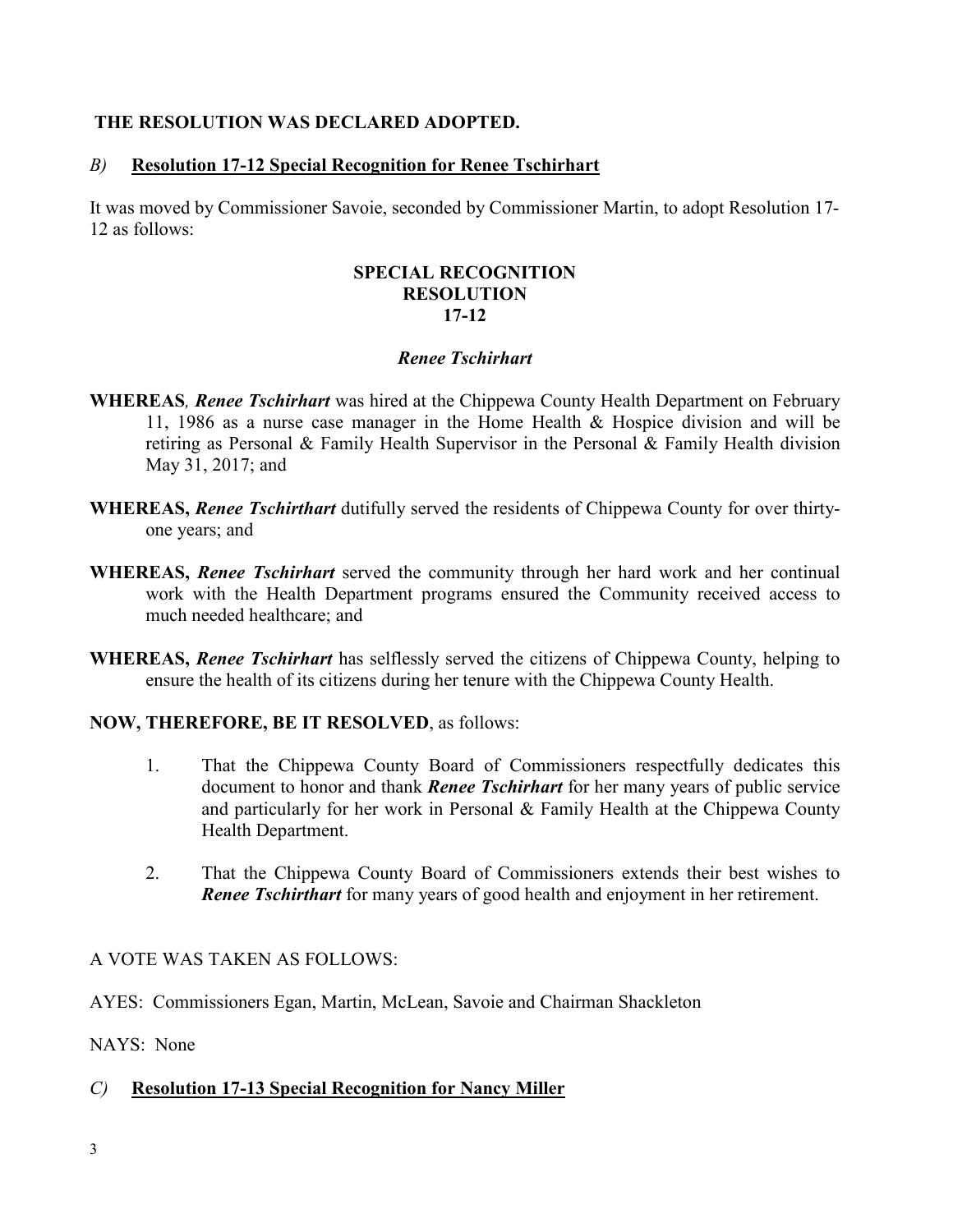**THE RESOLUTION WAS DECLARED ADOPTED.**

*B)* **Resolution 17-12 Special Recognition for Renee Tschirhart**

It was moved by Commissioner Savoie, seconded by Commissioner Martin, to adopt Resolution 17-12 as follows:

**SPECIAL RECOGNITION**
**RESOLUTION**
**17-12**

***Renee Tschirhart***

**WHEREAS***,* ***Renee Tschirhart*** was hired at the Chippewa County Health Department on February 11, 1986 as a nurse case manager in the Home Health & Hospice division and will be retiring as Personal & Family Health Supervisor in the Personal & Family Health division May 31, 2017; and

**WHEREAS,** ***Renee Tschirthart*** dutifully served the residents of Chippewa County for over thirty-one years; and

**WHEREAS,** ***Renee Tschirhart*** served the community through her hard work and her continual work with the Health Department programs ensured the Community received access to much needed healthcare; and

**WHEREAS,** ***Renee Tschirhart*** has selflessly served the citizens of Chippewa County, helping to ensure the health of its citizens during her tenure with the Chippewa County Health.

**NOW, THEREFORE, BE IT RESOLVED**, as follows:

1. That the Chippewa County Board of Commissioners respectfully dedicates this document to honor and thank ***Renee Tschirhart*** for her many years of public service and particularly for her work in Personal & Family Health at the Chippewa County Health Department.

2. That the Chippewa County Board of Commissioners extends their best wishes to ***Renee Tschirthart*** for many years of good health and enjoyment in her retirement.

A VOTE WAS TAKEN AS FOLLOWS:

AYES: Commissioners Egan, Martin, McLean, Savoie and Chairman Shackleton

NAYS: None

*C)* **Resolution 17-13 Special Recognition for Nancy Miller**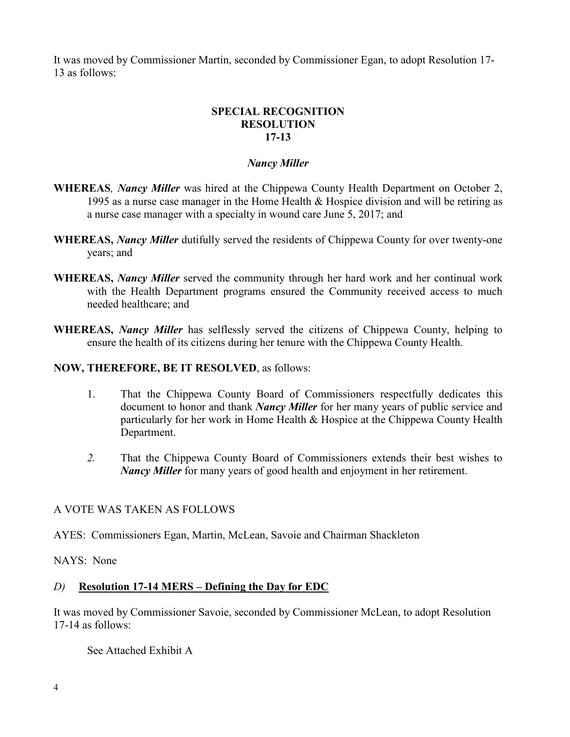It was moved by Commissioner Martin, seconded by Commissioner Egan, to adopt Resolution 17-13 as follows:

**SPECIAL RECOGNITION**
**RESOLUTION**
**17-13**

***Nancy Miller***

**WHEREAS***, **Nancy Miller*** was hired at the Chippewa County Health Department on October 2, 1995 as a nurse case manager in the Home Health & Hospice division and will be retiring as a nurse case manager with a specialty in wound care June 5, 2017; and

**WHEREAS, *Nancy Miller*** dutifully served the residents of Chippewa County for over twenty-one years; and

**WHEREAS, *Nancy Miller*** served the community through her hard work and her continual work with the Health Department programs ensured the Community received access to much needed healthcare; and

**WHEREAS, *Nancy Miller*** has selflessly served the citizens of Chippewa County, helping to ensure the health of its citizens during her tenure with the Chippewa County Health.

**NOW, THEREFORE, BE IT RESOLVED**, as follows:

1. That the Chippewa County Board of Commissioners respectfully dedicates this document to honor and thank ***Nancy Miller*** for her many years of public service and particularly for her work in Home Health & Hospice at the Chippewa County Health Department.

2. That the Chippewa County Board of Commissioners extends their best wishes to ***Nancy Miller*** for many years of good health and enjoyment in her retirement.

A VOTE WAS TAKEN AS FOLLOWS

AYES: Commissioners Egan, Martin, McLean, Savoie and Chairman Shackleton

NAYS: None

*D)* **Resolution 17-14 MERS – Defining the Day for EDC**

It was moved by Commissioner Savoie, seconded by Commissioner McLean, to adopt Resolution 17-14 as follows:

See Attached Exhibit A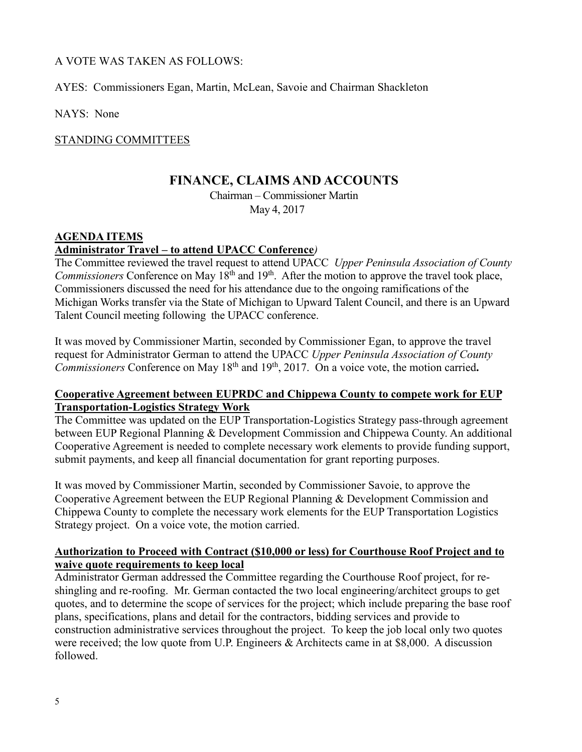A VOTE WAS TAKEN AS FOLLOWS:

AYES: Commissioners Egan, Martin, McLean, Savoie and Chairman Shackleton

NAYS: None

STANDING COMMITTEES

## FINANCE, CLAIMS AND ACCOUNTS

Chairman – Commissioner Martin
May 4, 2017

**AGENDA ITEMS**

**Administrator Travel – to attend UPACC Conference)**

The Committee reviewed the travel request to attend UPACC *Upper Peninsula Association of County Commissioners* Conference on May 18th and 19th. After the motion to approve the travel took place, Commissioners discussed the need for his attendance due to the ongoing ramifications of the Michigan Works transfer via the State of Michigan to Upward Talent Council, and there is an Upward Talent Council meeting following the UPACC conference.

It was moved by Commissioner Martin, seconded by Commissioner Egan, to approve the travel request for Administrator German to attend the UPACC *Upper Peninsula Association of County Commissioners* Conference on May 18th and 19th, 2017. On a voice vote, the motion carried**.**

**Cooperative Agreement between EUPRDC and Chippewa County to compete work for EUP Transportation-Logistics Strategy Work**

The Committee was updated on the EUP Transportation-Logistics Strategy pass-through agreement between EUP Regional Planning & Development Commission and Chippewa County. An additional Cooperative Agreement is needed to complete necessary work elements to provide funding support, submit payments, and keep all financial documentation for grant reporting purposes.

It was moved by Commissioner Martin, seconded by Commissioner Savoie, to approve the Cooperative Agreement between the EUP Regional Planning & Development Commission and Chippewa County to complete the necessary work elements for the EUP Transportation Logistics Strategy project. On a voice vote, the motion carried.

**Authorization to Proceed with Contract ($10,000 or less) for Courthouse Roof Project and to waive quote requirements to keep local**

Administrator German addressed the Committee regarding the Courthouse Roof project, for re-shingling and re-roofing. Mr. German contacted the two local engineering/architect groups to get quotes, and to determine the scope of services for the project; which include preparing the base roof plans, specifications, plans and detail for the contractors, bidding services and provide to construction administrative services throughout the project. To keep the job local only two quotes were received; the low quote from U.P. Engineers & Architects came in at $8,000. A discussion followed.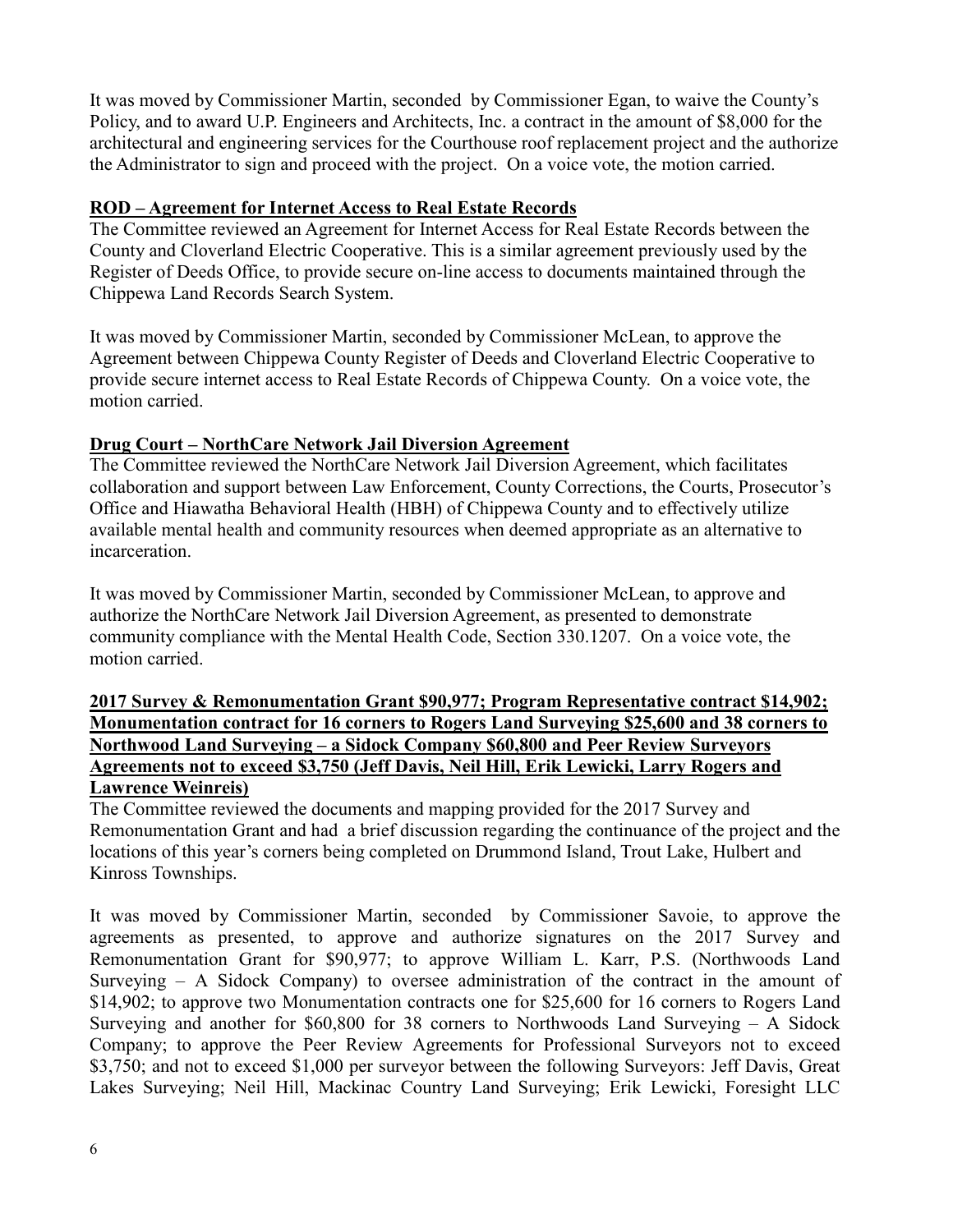It was moved by Commissioner Martin, seconded by Commissioner Egan, to waive the County's Policy, and to award U.P. Engineers and Architects, Inc. a contract in the amount of $8,000 for the architectural and engineering services for the Courthouse roof replacement project and the authorize the Administrator to sign and proceed with the project. On a voice vote, the motion carried.

**ROD – Agreement for Internet Access to Real Estate Records**

The Committee reviewed an Agreement for Internet Access for Real Estate Records between the County and Cloverland Electric Cooperative. This is a similar agreement previously used by the Register of Deeds Office, to provide secure on-line access to documents maintained through the Chippewa Land Records Search System.

It was moved by Commissioner Martin, seconded by Commissioner McLean, to approve the Agreement between Chippewa County Register of Deeds and Cloverland Electric Cooperative to provide secure internet access to Real Estate Records of Chippewa County. On a voice vote, the motion carried.

**Drug Court – NorthCare Network Jail Diversion Agreement**

The Committee reviewed the NorthCare Network Jail Diversion Agreement, which facilitates collaboration and support between Law Enforcement, County Corrections, the Courts, Prosecutor's Office and Hiawatha Behavioral Health (HBH) of Chippewa County and to effectively utilize available mental health and community resources when deemed appropriate as an alternative to incarceration.

It was moved by Commissioner Martin, seconded by Commissioner McLean, to approve and authorize the NorthCare Network Jail Diversion Agreement, as presented to demonstrate community compliance with the Mental Health Code, Section 330.1207. On a voice vote, the motion carried.

**2017 Survey & Remonumentation Grant $90,977; Program Representative contract $14,902; Monumentation contract for 16 corners to Rogers Land Surveying $25,600 and 38 corners to Northwood Land Surveying – a Sidock Company $60,800 and Peer Review Surveyors Agreements not to exceed $3,750 (Jeff Davis, Neil Hill, Erik Lewicki, Larry Rogers and Lawrence Weinreis)**

The Committee reviewed the documents and mapping provided for the 2017 Survey and Remonumentation Grant and had a brief discussion regarding the continuance of the project and the locations of this year's corners being completed on Drummond Island, Trout Lake, Hulbert and Kinross Townships.

It was moved by Commissioner Martin, seconded by Commissioner Savoie, to approve the agreements as presented, to approve and authorize signatures on the 2017 Survey and Remonumentation Grant for $90,977; to approve William L. Karr, P.S. (Northwoods Land Surveying – A Sidock Company) to oversee administration of the contract in the amount of $14,902; to approve two Monumentation contracts one for $25,600 for 16 corners to Rogers Land Surveying and another for $60,800 for 38 corners to Northwoods Land Surveying – A Sidock Company; to approve the Peer Review Agreements for Professional Surveyors not to exceed $3,750; and not to exceed $1,000 per surveyor between the following Surveyors: Jeff Davis, Great Lakes Surveying; Neil Hill, Mackinac Country Land Surveying; Erik Lewicki, Foresight LLC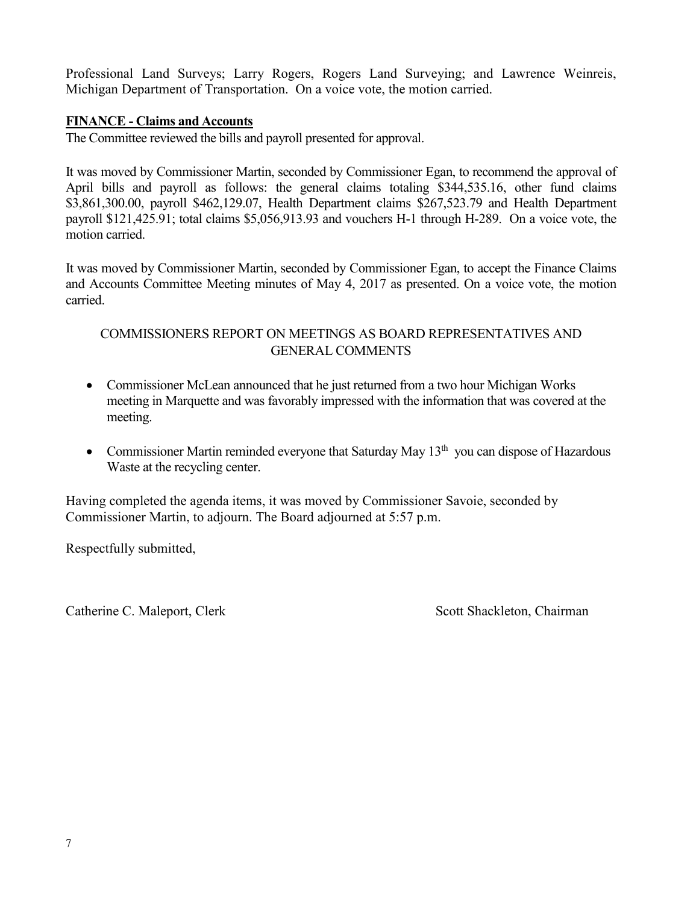Professional Land Surveys; Larry Rogers, Rogers Land Surveying; and Lawrence Weinreis, Michigan Department of Transportation. On a voice vote, the motion carried.

**FINANCE - Claims and Accounts**

The Committee reviewed the bills and payroll presented for approval.

It was moved by Commissioner Martin, seconded by Commissioner Egan, to recommend the approval of April bills and payroll as follows: the general claims totaling $344,535.16, other fund claims $3,861,300.00, payroll $462,129.07, Health Department claims $267,523.79 and Health Department payroll $121,425.91; total claims $5,056,913.93 and vouchers H-1 through H-289. On a voice vote, the motion carried.

It was moved by Commissioner Martin, seconded by Commissioner Egan, to accept the Finance Claims and Accounts Committee Meeting minutes of May 4, 2017 as presented. On a voice vote, the motion carried.

COMMISSIONERS REPORT ON MEETINGS AS BOARD REPRESENTATIVES AND GENERAL COMMENTS

- Commissioner McLean announced that he just returned from a two hour Michigan Works meeting in Marquette and was favorably impressed with the information that was covered at the meeting.
- Commissioner Martin reminded everyone that Saturday May 13th you can dispose of Hazardous Waste at the recycling center.

Having completed the agenda items, it was moved by Commissioner Savoie, seconded by Commissioner Martin, to adjourn. The Board adjourned at 5:57 p.m.

Respectfully submitted,

Catherine C. Maleport, Clerk

Scott Shackleton, Chairman